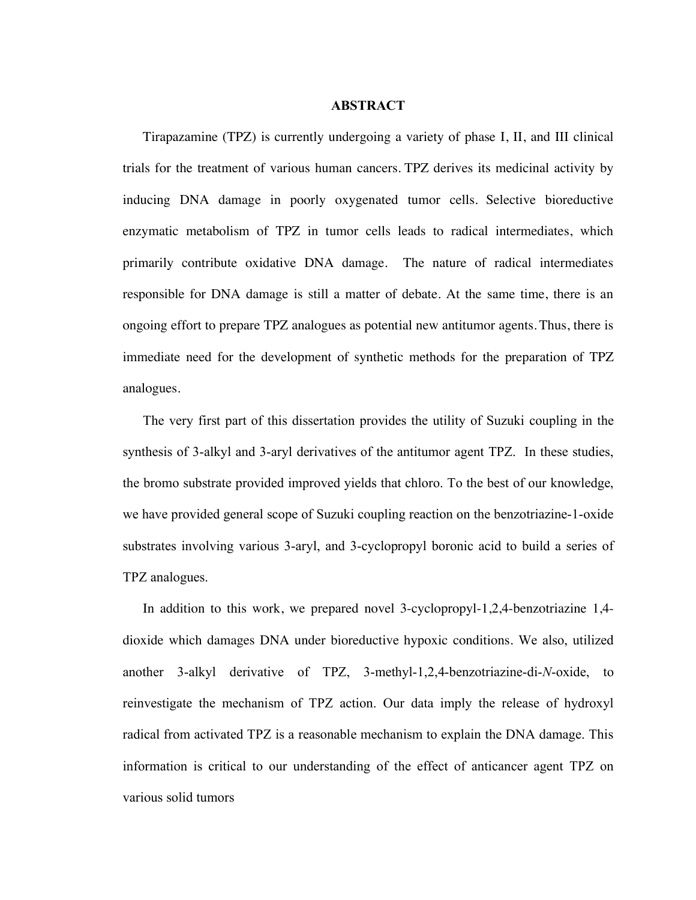# ABSTRACT

Tirapazamine (TPZ) is currently undergoing a variety of phase I, II, and III clinical trials for the treatment of various human cancers. TPZ derives its medicinal activity by inducing DNA damage in poorly oxygenated tumor cells. Selective bioreductive enzymatic metabolism of TPZ in tumor cells leads to radical intermediates, which primarily contribute oxidative DNA damage. The nature of radical intermediates responsible for DNA damage is still a matter of debate. At the same time, there is an ongoing effort to prepare TPZ analogues as potential new antitumor agents. Thus, there is immediate need for the development of synthetic methods for the preparation of TPZ analogues.

The very first part of this dissertation provides the utility of Suzuki coupling in the synthesis of 3-alkyl and 3-aryl derivatives of the antitumor agent TPZ. In these studies, the bromo substrate provided improved yields that chloro. To the best of our knowledge, we have provided general scope of Suzuki coupling reaction on the benzotriazine-1-oxide substrates involving various 3-aryl, and 3-cyclopropyl boronic acid to build a series of TPZ analogues.

In addition to this work, we prepared novel 3-cyclopropyl-1,2,4-benzotriazine 1,4-dioxide which damages DNA under bioreductive hypoxic conditions. We also, utilized another 3-alkyl derivative of TPZ, 3-methyl-1,2,4-benzotriazine-di-*N*-oxide, to reinvestigate the mechanism of TPZ action. Our data imply the release of hydroxyl radical from activated TPZ is a reasonable mechanism to explain the DNA damage. This information is critical to our understanding of the effect of anticancer agent TPZ on various solid tumors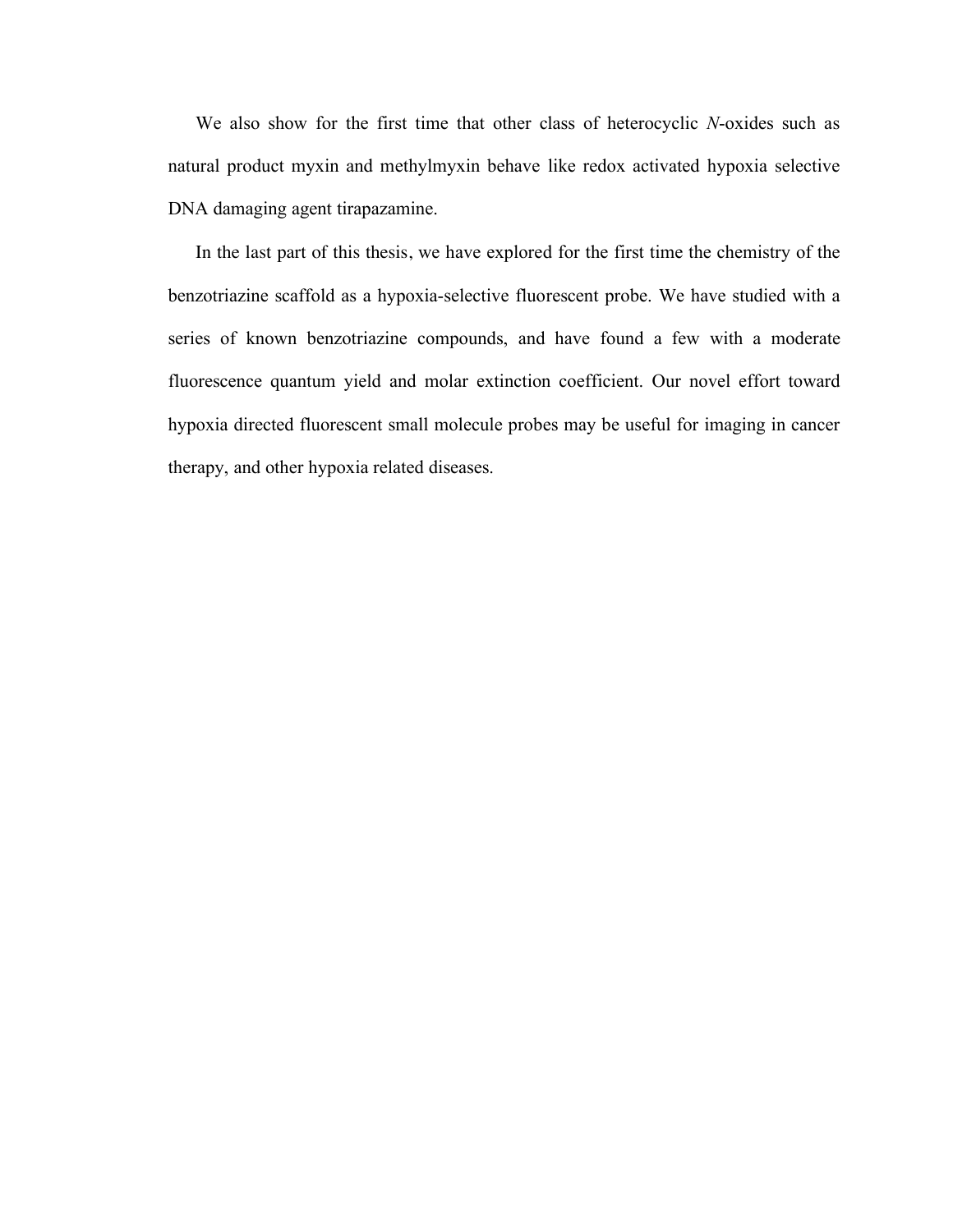We also show for the first time that other class of heterocyclic *N*-oxides such as natural product myxin and methylmyxin behave like redox activated hypoxia selective DNA damaging agent tirapazamine.

In the last part of this thesis, we have explored for the first time the chemistry of the benzotriazine scaffold as a hypoxia-selective fluorescent probe. We have studied with a series of known benzotriazine compounds, and have found a few with a moderate fluorescence quantum yield and molar extinction coefficient. Our novel effort toward hypoxia directed fluorescent small molecule probes may be useful for imaging in cancer therapy, and other hypoxia related diseases.